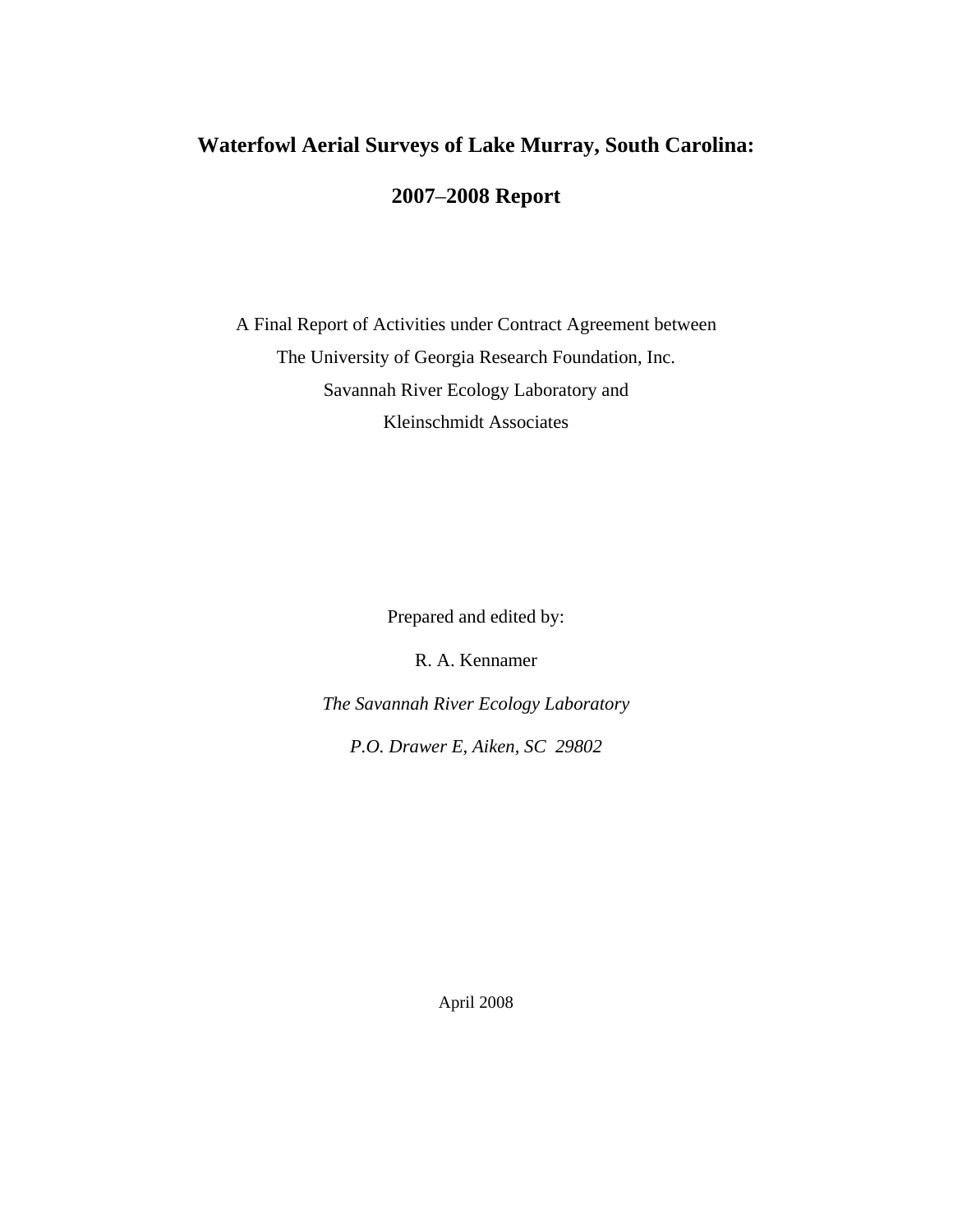# Waterfowl Aerial Surveys of Lake Murray, South Carolina:

# 2007–2008 Report

A Final Report of Activities under Contract Agreement between
The University of Georgia Research Foundation, Inc.
Savannah River Ecology Laboratory and
Kleinschmidt Associates

Prepared and edited by:

R. A. Kennamer

*The Savannah River Ecology Laboratory*

*P.O. Drawer E, Aiken, SC 29802*

April 2008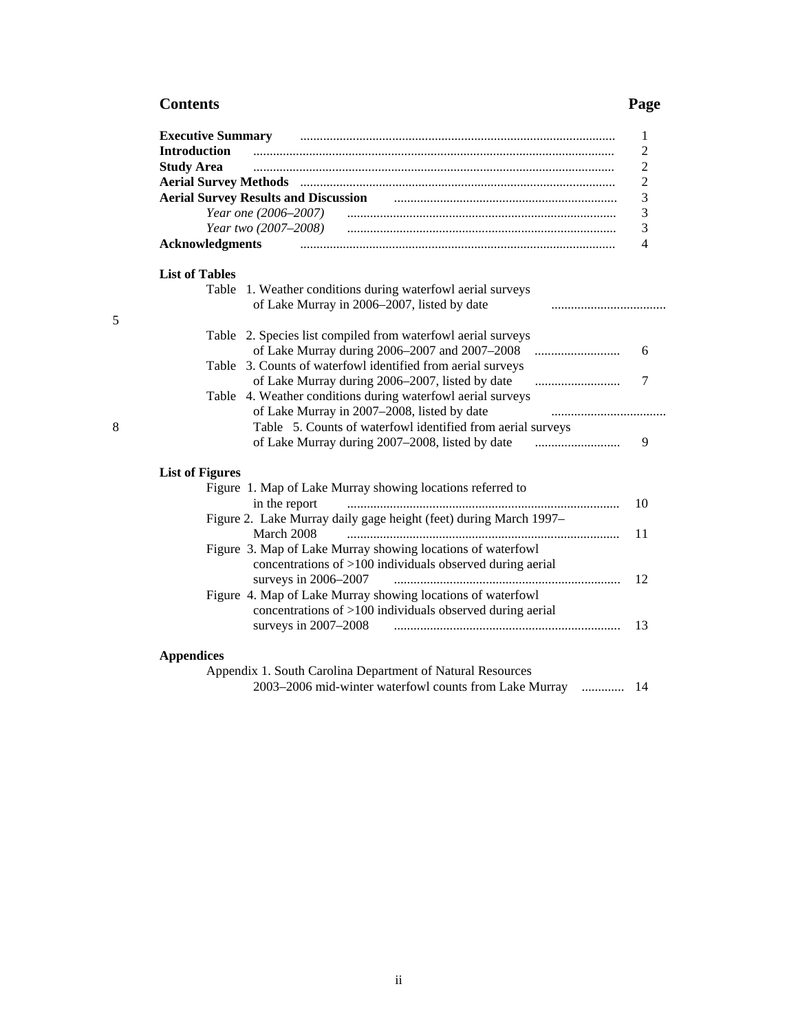## Contents

| | Page |
|---|---|
| **Executive Summary** | 1 |
| **Introduction** | 2 |
| **Study Area** | 2 |
| **Aerial Survey Methods** | 2 |
| **Aerial Survey Results and Discussion** | 3 |
| *Year one (2006–2007)* | 3 |
| *Year two (2007–2008)* | 3 |
| **Acknowledgments** | 4 |

### List of Tables

| | Page |
|---|---|
| Table 1. Weather conditions during waterfowl aerial surveys of Lake Murray in 2006–2007, listed by date | 5 |
| Table 2. Species list compiled from waterfowl aerial surveys of Lake Murray during 2006–2007 and 2007–2008 | 6 |
| Table 3. Counts of waterfowl identified from aerial surveys of Lake Murray during 2006–2007, listed by date | 7 |
| Table 4. Weather conditions during waterfowl aerial surveys of Lake Murray in 2007–2008, listed by date | 8 |
| Table 5. Counts of waterfowl identified from aerial surveys of Lake Murray during 2007–2008, listed by date | 9 |

### List of Figures

| | Page |
|---|---|
| Figure 1. Map of Lake Murray showing locations referred to in the report | 10 |
| Figure 2. Lake Murray daily gage height (feet) during March 1997–March 2008 | 11 |
| Figure 3. Map of Lake Murray showing locations of waterfowl concentrations of >100 individuals observed during aerial surveys in 2006–2007 | 12 |
| Figure 4. Map of Lake Murray showing locations of waterfowl concentrations of >100 individuals observed during aerial surveys in 2007–2008 | 13 |

### Appendices

| | Page |
|---|---|
| Appendix 1. South Carolina Department of Natural Resources 2003–2006 mid-winter waterfowl counts from Lake Murray | 14 |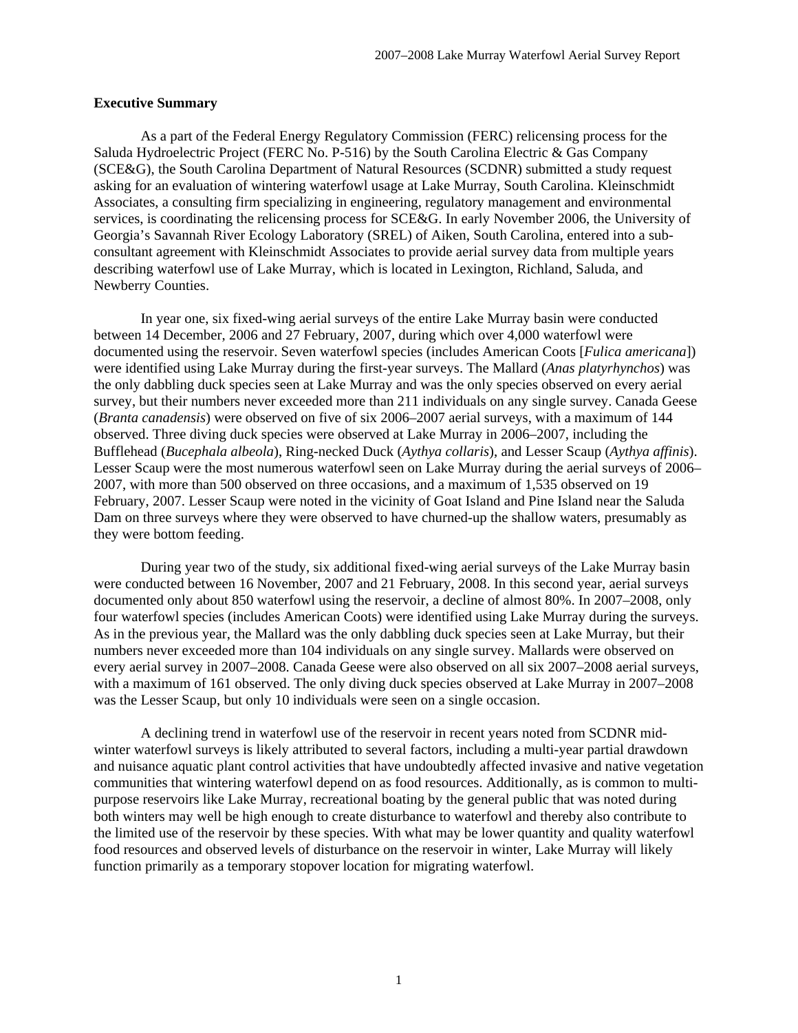## Executive Summary

As a part of the Federal Energy Regulatory Commission (FERC) relicensing process for the Saluda Hydroelectric Project (FERC No. P-516) by the South Carolina Electric & Gas Company (SCE&G), the South Carolina Department of Natural Resources (SCDNR) submitted a study request asking for an evaluation of wintering waterfowl usage at Lake Murray, South Carolina. Kleinschmidt Associates, a consulting firm specializing in engineering, regulatory management and environmental services, is coordinating the relicensing process for SCE&G. In early November 2006, the University of Georgia's Savannah River Ecology Laboratory (SREL) of Aiken, South Carolina, entered into a sub-consultant agreement with Kleinschmidt Associates to provide aerial survey data from multiple years describing waterfowl use of Lake Murray, which is located in Lexington, Richland, Saluda, and Newberry Counties.

In year one, six fixed-wing aerial surveys of the entire Lake Murray basin were conducted between 14 December, 2006 and 27 February, 2007, during which over 4,000 waterfowl were documented using the reservoir. Seven waterfowl species (includes American Coots [*Fulica americana*]) were identified using Lake Murray during the first-year surveys. The Mallard (*Anas platyrhynchos*) was the only dabbling duck species seen at Lake Murray and was the only species observed on every aerial survey, but their numbers never exceeded more than 211 individuals on any single survey. Canada Geese (*Branta canadensis*) were observed on five of six 2006–2007 aerial surveys, with a maximum of 144 observed. Three diving duck species were observed at Lake Murray in 2006–2007, including the Bufflehead (*Bucephala albeola*), Ring-necked Duck (*Aythya collaris*), and Lesser Scaup (*Aythya affinis*). Lesser Scaup were the most numerous waterfowl seen on Lake Murray during the aerial surveys of 2006–2007, with more than 500 observed on three occasions, and a maximum of 1,535 observed on 19 February, 2007. Lesser Scaup were noted in the vicinity of Goat Island and Pine Island near the Saluda Dam on three surveys where they were observed to have churned-up the shallow waters, presumably as they were bottom feeding.

During year two of the study, six additional fixed-wing aerial surveys of the Lake Murray basin were conducted between 16 November, 2007 and 21 February, 2008. In this second year, aerial surveys documented only about 850 waterfowl using the reservoir, a decline of almost 80%. In 2007–2008, only four waterfowl species (includes American Coots) were identified using Lake Murray during the surveys. As in the previous year, the Mallard was the only dabbling duck species seen at Lake Murray, but their numbers never exceeded more than 104 individuals on any single survey. Mallards were observed on every aerial survey in 2007–2008. Canada Geese were also observed on all six 2007–2008 aerial surveys, with a maximum of 161 observed. The only diving duck species observed at Lake Murray in 2007–2008 was the Lesser Scaup, but only 10 individuals were seen on a single occasion.

A declining trend in waterfowl use of the reservoir in recent years noted from SCDNR mid-winter waterfowl surveys is likely attributed to several factors, including a multi-year partial drawdown and nuisance aquatic plant control activities that have undoubtedly affected invasive and native vegetation communities that wintering waterfowl depend on as food resources. Additionally, as is common to multi-purpose reservoirs like Lake Murray, recreational boating by the general public that was noted during both winters may well be high enough to create disturbance to waterfowl and thereby also contribute to the limited use of the reservoir by these species. With what may be lower quantity and quality waterfowl food resources and observed levels of disturbance on the reservoir in winter, Lake Murray will likely function primarily as a temporary stopover location for migrating waterfowl.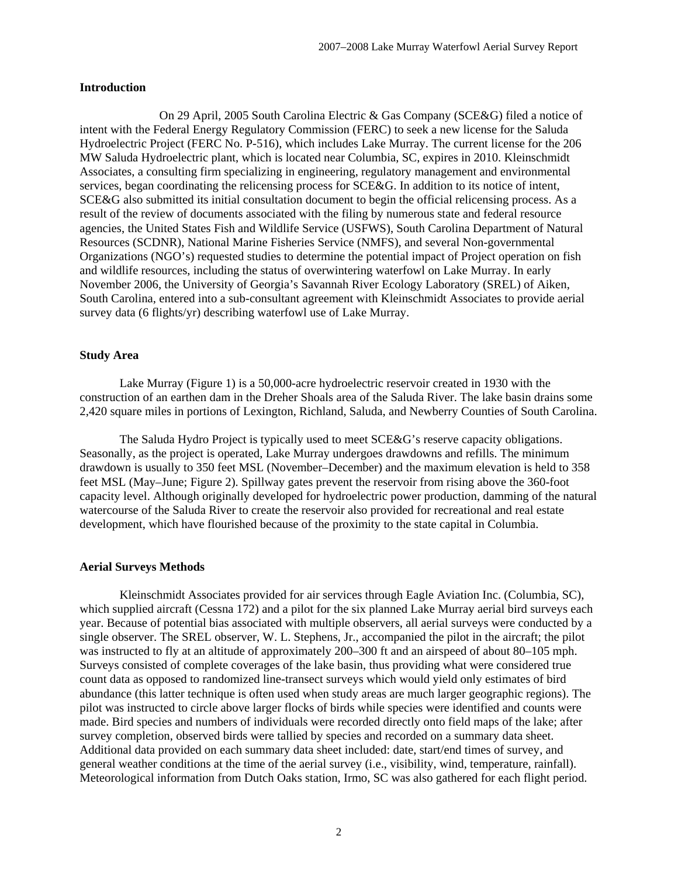## Introduction

On 29 April, 2005 South Carolina Electric & Gas Company (SCE&G) filed a notice of intent with the Federal Energy Regulatory Commission (FERC) to seek a new license for the Saluda Hydroelectric Project (FERC No. P-516), which includes Lake Murray. The current license for the 206 MW Saluda Hydroelectric plant, which is located near Columbia, SC, expires in 2010. Kleinschmidt Associates, a consulting firm specializing in engineering, regulatory management and environmental services, began coordinating the relicensing process for SCE&G. In addition to its notice of intent, SCE&G also submitted its initial consultation document to begin the official relicensing process. As a result of the review of documents associated with the filing by numerous state and federal resource agencies, the United States Fish and Wildlife Service (USFWS), South Carolina Department of Natural Resources (SCDNR), National Marine Fisheries Service (NMFS), and several Non-governmental Organizations (NGO's) requested studies to determine the potential impact of Project operation on fish and wildlife resources, including the status of overwintering waterfowl on Lake Murray. In early November 2006, the University of Georgia's Savannah River Ecology Laboratory (SREL) of Aiken, South Carolina, entered into a sub-consultant agreement with Kleinschmidt Associates to provide aerial survey data (6 flights/yr) describing waterfowl use of Lake Murray.

## Study Area

Lake Murray (Figure 1) is a 50,000-acre hydroelectric reservoir created in 1930 with the construction of an earthen dam in the Dreher Shoals area of the Saluda River. The lake basin drains some 2,420 square miles in portions of Lexington, Richland, Saluda, and Newberry Counties of South Carolina.

The Saluda Hydro Project is typically used to meet SCE&G's reserve capacity obligations. Seasonally, as the project is operated, Lake Murray undergoes drawdowns and refills. The minimum drawdown is usually to 350 feet MSL (November–December) and the maximum elevation is held to 358 feet MSL (May–June; Figure 2). Spillway gates prevent the reservoir from rising above the 360-foot capacity level. Although originally developed for hydroelectric power production, damming of the natural watercourse of the Saluda River to create the reservoir also provided for recreational and real estate development, which have flourished because of the proximity to the state capital in Columbia.

## Aerial Surveys Methods

Kleinschmidt Associates provided for air services through Eagle Aviation Inc. (Columbia, SC), which supplied aircraft (Cessna 172) and a pilot for the six planned Lake Murray aerial bird surveys each year. Because of potential bias associated with multiple observers, all aerial surveys were conducted by a single observer. The SREL observer, W. L. Stephens, Jr., accompanied the pilot in the aircraft; the pilot was instructed to fly at an altitude of approximately 200–300 ft and an airspeed of about 80–105 mph. Surveys consisted of complete coverages of the lake basin, thus providing what were considered true count data as opposed to randomized line-transect surveys which would yield only estimates of bird abundance (this latter technique is often used when study areas are much larger geographic regions). The pilot was instructed to circle above larger flocks of birds while species were identified and counts were made. Bird species and numbers of individuals were recorded directly onto field maps of the lake; after survey completion, observed birds were tallied by species and recorded on a summary data sheet. Additional data provided on each summary data sheet included: date, start/end times of survey, and general weather conditions at the time of the aerial survey (i.e., visibility, wind, temperature, rainfall). Meteorological information from Dutch Oaks station, Irmo, SC was also gathered for each flight period.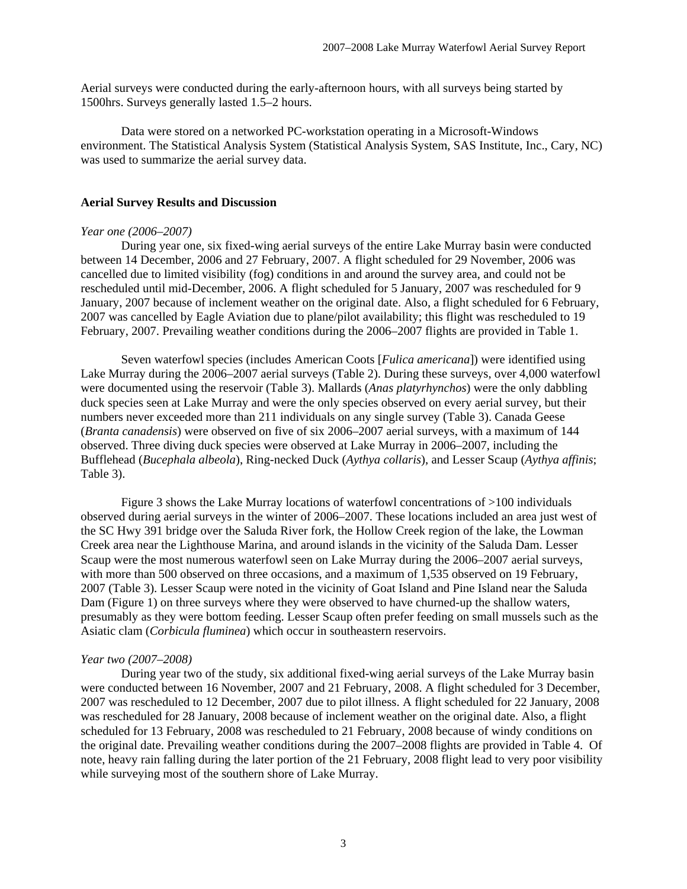Aerial surveys were conducted during the early-afternoon hours, with all surveys being started by 1500hrs. Surveys generally lasted 1.5–2 hours.

Data were stored on a networked PC-workstation operating in a Microsoft-Windows environment. The Statistical Analysis System (Statistical Analysis System, SAS Institute, Inc., Cary, NC) was used to summarize the aerial survey data.

## Aerial Survey Results and Discussion

*Year one (2006–2007)*

During year one, six fixed-wing aerial surveys of the entire Lake Murray basin were conducted between 14 December, 2006 and 27 February, 2007. A flight scheduled for 29 November, 2006 was cancelled due to limited visibility (fog) conditions in and around the survey area, and could not be rescheduled until mid-December, 2006. A flight scheduled for 5 January, 2007 was rescheduled for 9 January, 2007 because of inclement weather on the original date. Also, a flight scheduled for 6 February, 2007 was cancelled by Eagle Aviation due to plane/pilot availability; this flight was rescheduled to 19 February, 2007. Prevailing weather conditions during the 2006–2007 flights are provided in Table 1.

Seven waterfowl species (includes American Coots [*Fulica americana*]) were identified using Lake Murray during the 2006–2007 aerial surveys (Table 2). During these surveys, over 4,000 waterfowl were documented using the reservoir (Table 3). Mallards (*Anas platyrhynchos*) were the only dabbling duck species seen at Lake Murray and were the only species observed on every aerial survey, but their numbers never exceeded more than 211 individuals on any single survey (Table 3). Canada Geese (*Branta canadensis*) were observed on five of six 2006–2007 aerial surveys, with a maximum of 144 observed. Three diving duck species were observed at Lake Murray in 2006–2007, including the Bufflehead (*Bucephala albeola*), Ring-necked Duck (*Aythya collaris*), and Lesser Scaup (*Aythya affinis*; Table 3).

Figure 3 shows the Lake Murray locations of waterfowl concentrations of >100 individuals observed during aerial surveys in the winter of 2006–2007. These locations included an area just west of the SC Hwy 391 bridge over the Saluda River fork, the Hollow Creek region of the lake, the Lowman Creek area near the Lighthouse Marina, and around islands in the vicinity of the Saluda Dam. Lesser Scaup were the most numerous waterfowl seen on Lake Murray during the 2006–2007 aerial surveys, with more than 500 observed on three occasions, and a maximum of 1,535 observed on 19 February, 2007 (Table 3). Lesser Scaup were noted in the vicinity of Goat Island and Pine Island near the Saluda Dam (Figure 1) on three surveys where they were observed to have churned-up the shallow waters, presumably as they were bottom feeding. Lesser Scaup often prefer feeding on small mussels such as the Asiatic clam (*Corbicula fluminea*) which occur in southeastern reservoirs.

*Year two (2007–2008)*

During year two of the study, six additional fixed-wing aerial surveys of the Lake Murray basin were conducted between 16 November, 2007 and 21 February, 2008. A flight scheduled for 3 December, 2007 was rescheduled to 12 December, 2007 due to pilot illness. A flight scheduled for 22 January, 2008 was rescheduled for 28 January, 2008 because of inclement weather on the original date. Also, a flight scheduled for 13 February, 2008 was rescheduled to 21 February, 2008 because of windy conditions on the original date. Prevailing weather conditions during the 2007–2008 flights are provided in Table 4. Of note, heavy rain falling during the later portion of the 21 February, 2008 flight lead to very poor visibility while surveying most of the southern shore of Lake Murray.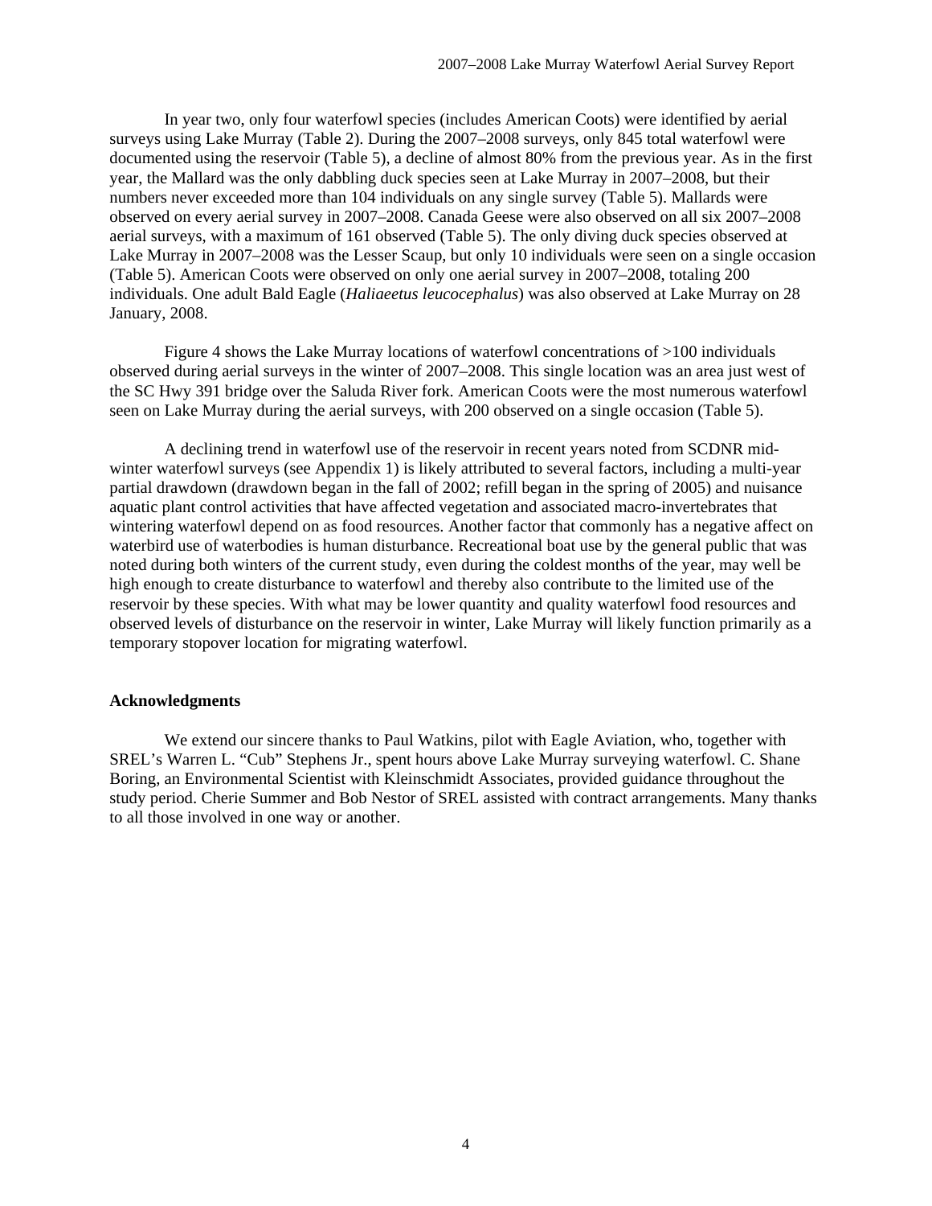In year two, only four waterfowl species (includes American Coots) were identified by aerial surveys using Lake Murray (Table 2). During the 2007–2008 surveys, only 845 total waterfowl were documented using the reservoir (Table 5), a decline of almost 80% from the previous year. As in the first year, the Mallard was the only dabbling duck species seen at Lake Murray in 2007–2008, but their numbers never exceeded more than 104 individuals on any single survey (Table 5). Mallards were observed on every aerial survey in 2007–2008. Canada Geese were also observed on all six 2007–2008 aerial surveys, with a maximum of 161 observed (Table 5). The only diving duck species observed at Lake Murray in 2007–2008 was the Lesser Scaup, but only 10 individuals were seen on a single occasion (Table 5). American Coots were observed on only one aerial survey in 2007–2008, totaling 200 individuals. One adult Bald Eagle (*Haliaeetus leucocephalus*) was also observed at Lake Murray on 28 January, 2008.

Figure 4 shows the Lake Murray locations of waterfowl concentrations of >100 individuals observed during aerial surveys in the winter of 2007–2008. This single location was an area just west of the SC Hwy 391 bridge over the Saluda River fork. American Coots were the most numerous waterfowl seen on Lake Murray during the aerial surveys, with 200 observed on a single occasion (Table 5).

A declining trend in waterfowl use of the reservoir in recent years noted from SCDNR mid-winter waterfowl surveys (see Appendix 1) is likely attributed to several factors, including a multi-year partial drawdown (drawdown began in the fall of 2002; refill began in the spring of 2005) and nuisance aquatic plant control activities that have affected vegetation and associated macro-invertebrates that wintering waterfowl depend on as food resources. Another factor that commonly has a negative affect on waterbird use of waterbodies is human disturbance. Recreational boat use by the general public that was noted during both winters of the current study, even during the coldest months of the year, may well be high enough to create disturbance to waterfowl and thereby also contribute to the limited use of the reservoir by these species. With what may be lower quantity and quality waterfowl food resources and observed levels of disturbance on the reservoir in winter, Lake Murray will likely function primarily as a temporary stopover location for migrating waterfowl.

## Acknowledgments

We extend our sincere thanks to Paul Watkins, pilot with Eagle Aviation, who, together with SREL's Warren L. "Cub" Stephens Jr., spent hours above Lake Murray surveying waterfowl. C. Shane Boring, an Environmental Scientist with Kleinschmidt Associates, provided guidance throughout the study period. Cherie Summer and Bob Nestor of SREL assisted with contract arrangements. Many thanks to all those involved in one way or another.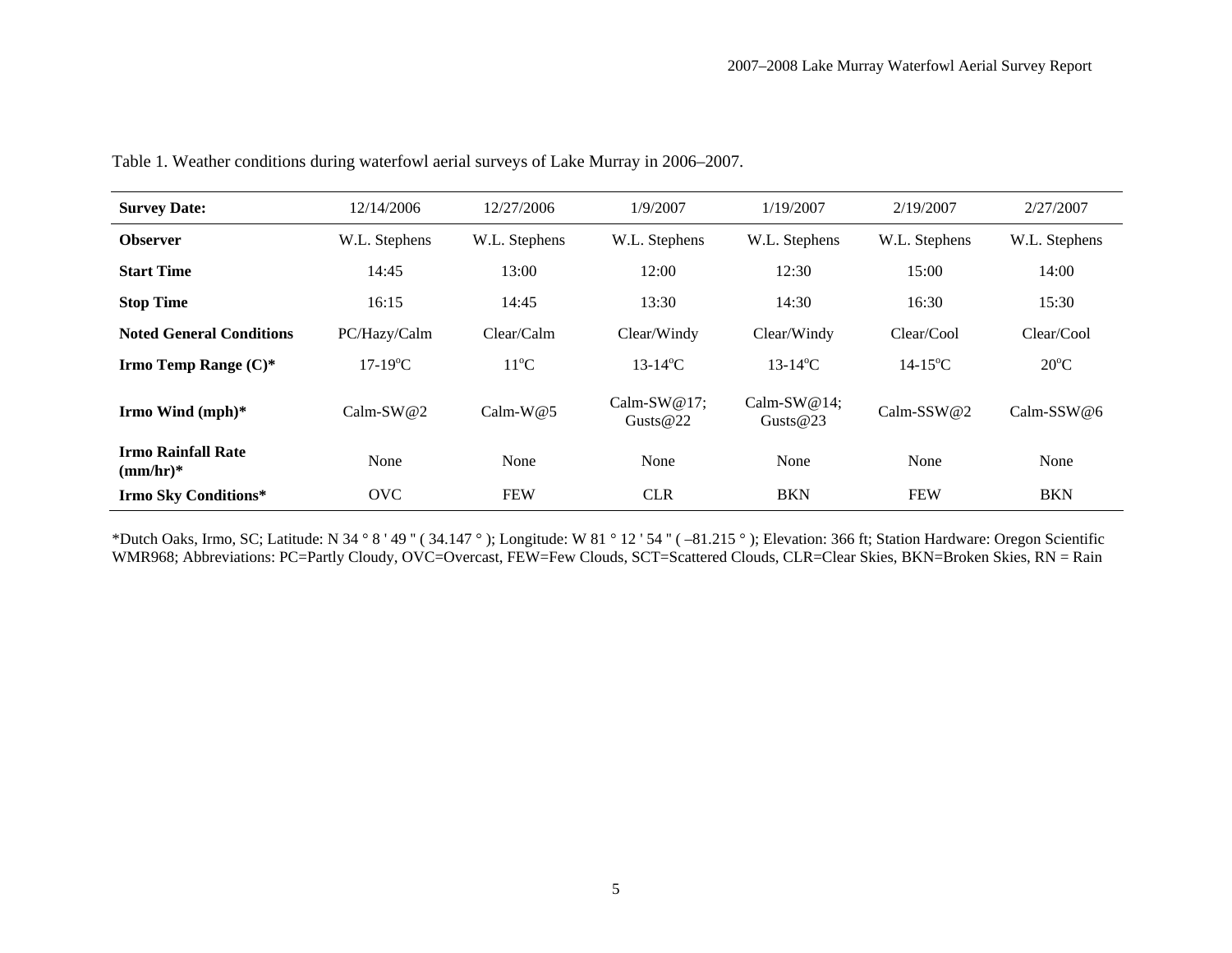Table 1. Weather conditions during waterfowl aerial surveys of Lake Murray in 2006–2007.

| **Survey Date:** | 12/14/2006 | 12/27/2006 | 1/9/2007 | 1/19/2007 | 2/19/2007 | 2/27/2007 |
|---|---|---|---|---|---|---|
| **Observer** | W.L. Stephens | W.L. Stephens | W.L. Stephens | W.L. Stephens | W.L. Stephens | W.L. Stephens |
| **Start Time** | 14:45 | 13:00 | 12:00 | 12:30 | 15:00 | 14:00 |
| **Stop Time** | 16:15 | 14:45 | 13:30 | 14:30 | 16:30 | 15:30 |
| **Noted General Conditions** | PC/Hazy/Calm | Clear/Calm | Clear/Windy | Clear/Windy | Clear/Cool | Clear/Cool |
| **Irmo Temp Range (C)*** | 17-19$^{o}$C | 11$^{o}$C | 13-14$^{o}$C | 13-14$^{o}$C | 14-15$^{o}$C | 20$^{o}$C |
| **Irmo Wind (mph)*** | Calm-SW@2 | Calm-W@5 | Calm-SW@17; Gusts@22 | Calm-SW@14; Gusts@23 | Calm-SSW@2 | Calm-SSW@6 |
| **Irmo Rainfall Rate (mm/hr)*** | None | None | None | None | None | None |
| **Irmo Sky Conditions*** | OVC | FEW | CLR | BKN | FEW | BKN |

*Dutch Oaks, Irmo, SC; Latitude: N 34 ° 8 ' 49 " ( 34.147 ° ); Longitude: W 81 ° 12 ' 54 " ( –81.215 ° ); Elevation: 366 ft; Station Hardware: Oregon Scientific WMR968; Abbreviations: PC=Partly Cloudy, OVC=Overcast, FEW=Few Clouds, SCT=Scattered Clouds, CLR=Clear Skies, BKN=Broken Skies, RN = Rain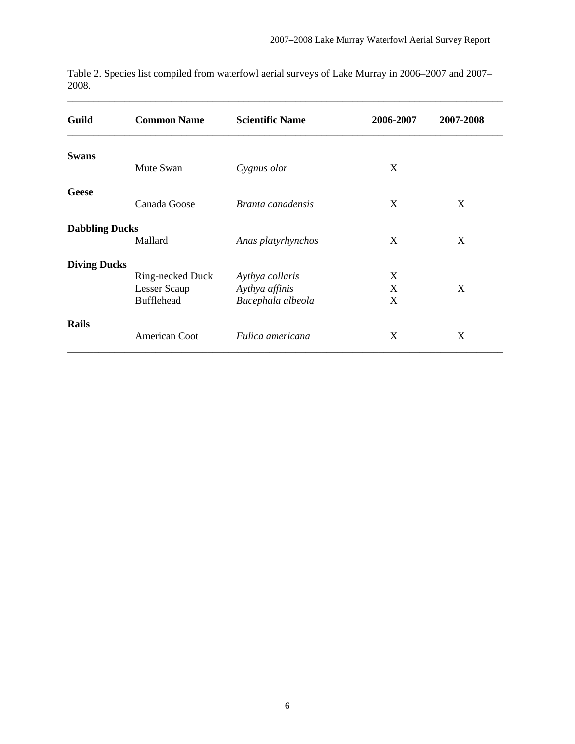Table 2. Species list compiled from waterfowl aerial surveys of Lake Murray in 2006–2007 and 2007–2008.

| Guild | Common Name | Scientific Name | 2006-2007 | 2007-2008 |
|---|---|---|---|---|
| **Swans** | | | | |
| | Mute Swan | *Cygnus olor* | X | |
| **Geese** | | | | |
| | Canada Goose | *Branta canadensis* | X | X |
| **Dabbling Ducks** | | | | |
| | Mallard | *Anas platyrhynchos* | X | X |
| **Diving Ducks** | | | | |
| | Ring-necked Duck | *Aythya collaris* | X | |
| | Lesser Scaup | *Aythya affinis* | X | X |
| | Bufflehead | *Bucephala albeola* | X | |
| **Rails** | | | | |
| | American Coot | *Fulica americana* | X | X |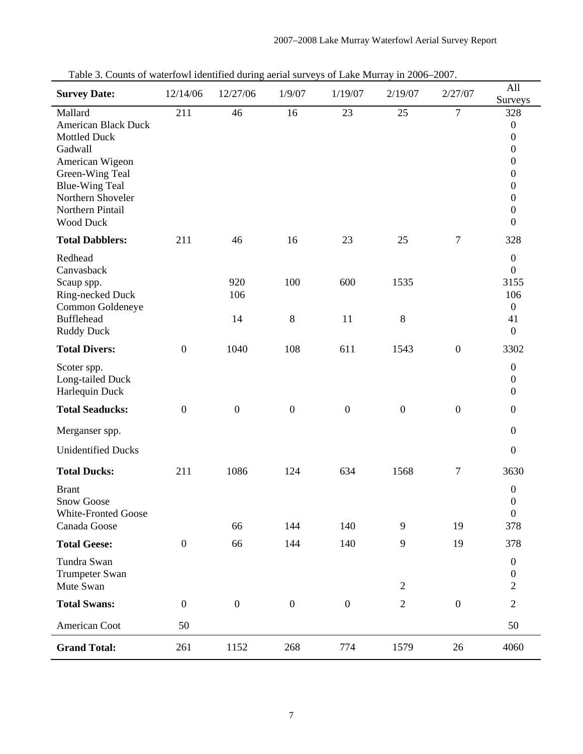Table 3. Counts of waterfowl identified during aerial surveys of Lake Murray in 2006–2007.

| Survey Date: | 12/14/06 | 12/27/06 | 1/9/07 | 1/19/07 | 2/19/07 | 2/27/07 | All Surveys |
|---|---|---|---|---|---|---|---|
| Mallard | 211 | 46 | 16 | 23 | 25 | 7 | 328 |
| American Black Duck | | | | | | | 0 |
| Mottled Duck | | | | | | | 0 |
| Gadwall | | | | | | | 0 |
| American Wigeon | | | | | | | 0 |
| Green-Wing Teal | | | | | | | 0 |
| Blue-Wing Teal | | | | | | | 0 |
| Northern Shoveler | | | | | | | 0 |
| Northern Pintail | | | | | | | 0 |
| Wood Duck | | | | | | | 0 |
| **Total Dabblers:** | 211 | 46 | 16 | 23 | 25 | 7 | 328 |
| Redhead | | | | | | | 0 |
| Canvasback | | | | | | | 0 |
| Scaup spp. | | 920 | 100 | 600 | 1535 | | 3155 |
| Ring-necked Duck | | 106 | | | | | 106 |
| Common Goldeneye | | | | | | | 0 |
| Bufflehead | | 14 | 8 | 11 | 8 | | 41 |
| Ruddy Duck | | | | | | | 0 |
| **Total Divers:** | 0 | 1040 | 108 | 611 | 1543 | 0 | 3302 |
| Scoter spp. | | | | | | | 0 |
| Long-tailed Duck | | | | | | | 0 |
| Harlequin Duck | | | | | | | 0 |
| **Total Seaducks:** | 0 | 0 | 0 | 0 | 0 | 0 | 0 |
| Merganser spp. | | | | | | | 0 |
| Unidentified Ducks | | | | | | | 0 |
| **Total Ducks:** | 211 | 1086 | 124 | 634 | 1568 | 7 | 3630 |
| Brant | | | | | | | 0 |
| Snow Goose | | | | | | | 0 |
| White-Fronted Goose | | | | | | | 0 |
| Canada Goose | | 66 | 144 | 140 | 9 | 19 | 378 |
| **Total Geese:** | 0 | 66 | 144 | 140 | 9 | 19 | 378 |
| Tundra Swan | | | | | | | 0 |
| Trumpeter Swan | | | | | | | 0 |
| Mute Swan | | | | | 2 | | 2 |
| **Total Swans:** | 0 | 0 | 0 | 0 | 2 | 0 | 2 |
| American Coot | 50 | | | | | | 50 |
| **Grand Total:** | 261 | 1152 | 268 | 774 | 1579 | 26 | 4060 |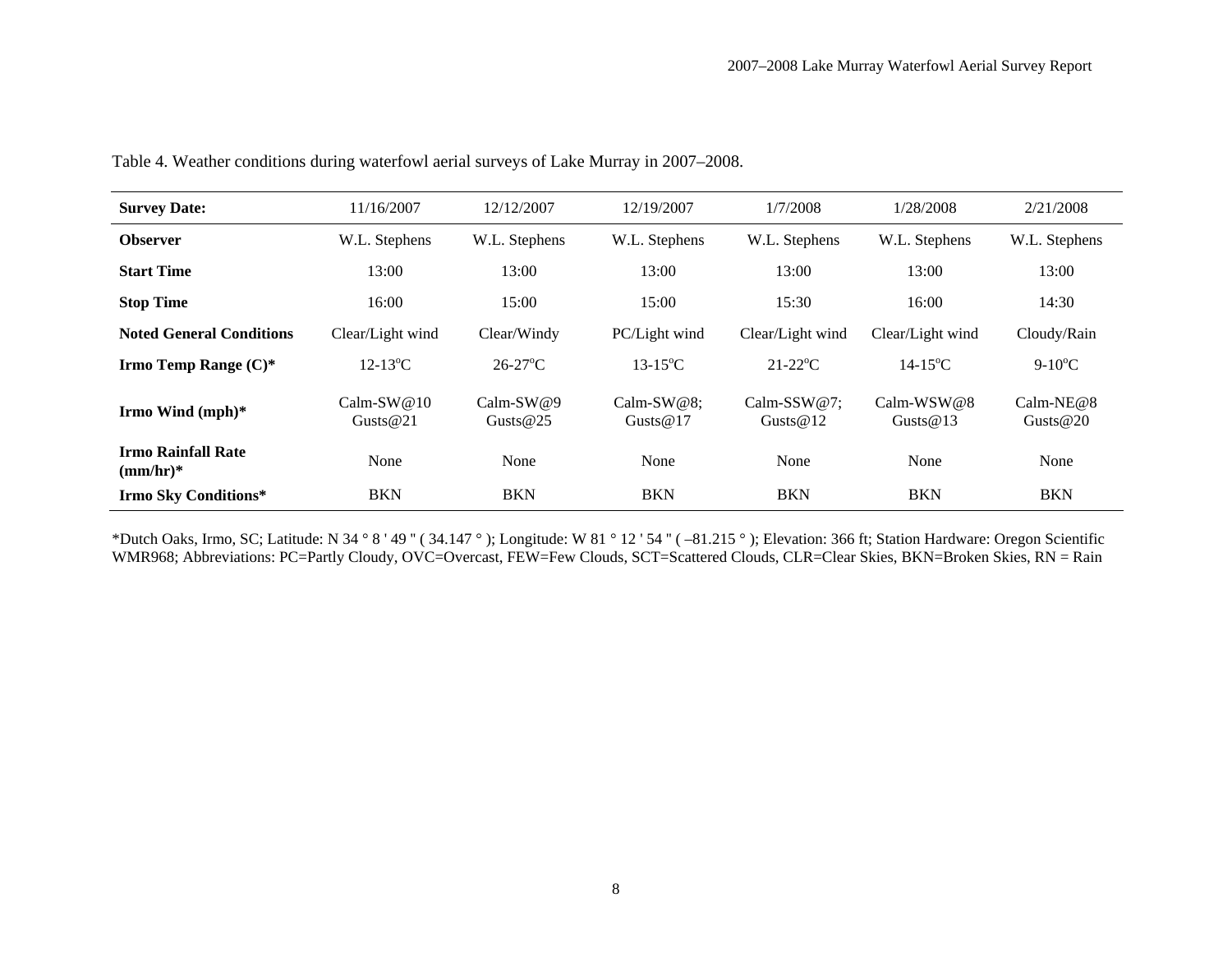Table 4. Weather conditions during waterfowl aerial surveys of Lake Murray in 2007–2008.

| **Survey Date:** | 11/16/2007 | 12/12/2007 | 12/19/2007 | 1/7/2008 | 1/28/2008 | 2/21/2008 |
|---|---|---|---|---|---|---|
| **Observer** | W.L. Stephens | W.L. Stephens | W.L. Stephens | W.L. Stephens | W.L. Stephens | W.L. Stephens |
| **Start Time** | 13:00 | 13:00 | 13:00 | 13:00 | 13:00 | 13:00 |
| **Stop Time** | 16:00 | 15:00 | 15:00 | 15:30 | 16:00 | 14:30 |
| **Noted General Conditions** | Clear/Light wind | Clear/Windy | PC/Light wind | Clear/Light wind | Clear/Light wind | Cloudy/Rain |
| **Irmo Temp Range (C)*** | 12-13°C | 26-27°C | 13-15°C | 21-22°C | 14-15°C | 9-10°C |
| **Irmo Wind (mph)*** | Calm-SW@10 Gusts@21 | Calm-SW@9 Gusts@25 | Calm-SW@8; Gusts@17 | Calm-SSW@7; Gusts@12 | Calm-WSW@8 Gusts@13 | Calm-NE@8 Gusts@20 |
| **Irmo Rainfall Rate (mm/hr)*** | None | None | None | None | None | None |
| **Irmo Sky Conditions*** | BKN | BKN | BKN | BKN | BKN | BKN |

*Dutch Oaks, Irmo, SC; Latitude: N 34 ° 8 ' 49 " ( 34.147 ° ); Longitude: W 81 ° 12 ' 54 " ( –81.215 ° ); Elevation: 366 ft; Station Hardware: Oregon Scientific WMR968; Abbreviations: PC=Partly Cloudy, OVC=Overcast, FEW=Few Clouds, SCT=Scattered Clouds, CLR=Clear Skies, BKN=Broken Skies, RN = Rain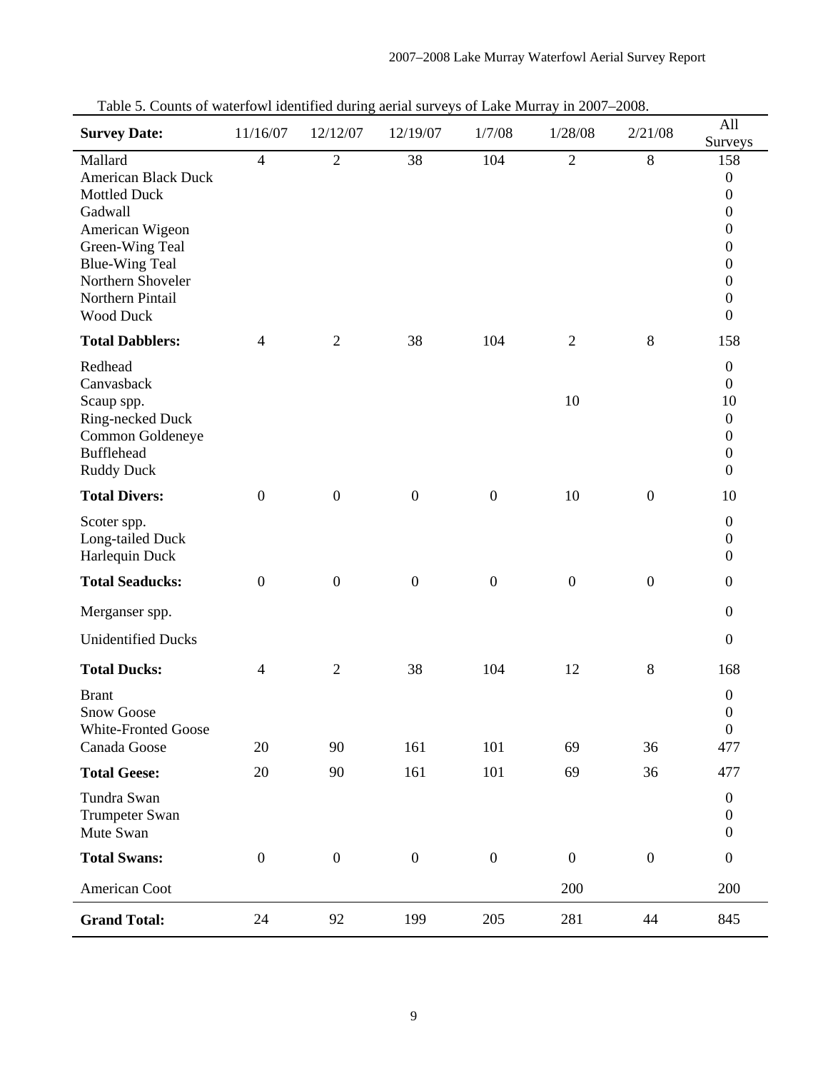Table 5. Counts of waterfowl identified during aerial surveys of Lake Murray in 2007–2008.

| **Survey Date:** | 11/16/07 | 12/12/07 | 12/19/07 | 1/7/08 | 1/28/08 | 2/21/08 | All Surveys |
|---|---|---|---|---|---|---|---|
| Mallard | 4 | 2 | 38 | 104 | 2 | 8 | 158 |
| American Black Duck | | | | | | | 0 |
| Mottled Duck | | | | | | | 0 |
| Gadwall | | | | | | | 0 |
| American Wigeon | | | | | | | 0 |
| Green-Wing Teal | | | | | | | 0 |
| Blue-Wing Teal | | | | | | | 0 |
| Northern Shoveler | | | | | | | 0 |
| Northern Pintail | | | | | | | 0 |
| Wood Duck | | | | | | | 0 |
| **Total Dabblers:** | 4 | 2 | 38 | 104 | 2 | 8 | 158 |
| Redhead | | | | | | | 0 |
| Canvasback | | | | | | | 0 |
| Scaup spp. | | | | | 10 | | 10 |
| Ring-necked Duck | | | | | | | 0 |
| Common Goldeneye | | | | | | | 0 |
| Bufflehead | | | | | | | 0 |
| Ruddy Duck | | | | | | | 0 |
| **Total Divers:** | 0 | 0 | 0 | 0 | 10 | 0 | 10 |
| Scoter spp. | | | | | | | 0 |
| Long-tailed Duck | | | | | | | 0 |
| Harlequin Duck | | | | | | | 0 |
| **Total Seaducks:** | 0 | 0 | 0 | 0 | 0 | 0 | 0 |
| Merganser spp. | | | | | | | 0 |
| Unidentified Ducks | | | | | | | 0 |
| **Total Ducks:** | 4 | 2 | 38 | 104 | 12 | 8 | 168 |
| Brant | | | | | | | 0 |
| Snow Goose | | | | | | | 0 |
| White-Fronted Goose | | | | | | | 0 |
| Canada Goose | 20 | 90 | 161 | 101 | 69 | 36 | 477 |
| **Total Geese:** | 20 | 90 | 161 | 101 | 69 | 36 | 477 |
| Tundra Swan | | | | | | | 0 |
| Trumpeter Swan | | | | | | | 0 |
| Mute Swan | | | | | | | 0 |
| **Total Swans:** | 0 | 0 | 0 | 0 | 0 | 0 | 0 |
| American Coot | | | | | 200 | | 200 |
| **Grand Total:** | 24 | 92 | 199 | 205 | 281 | 44 | 845 |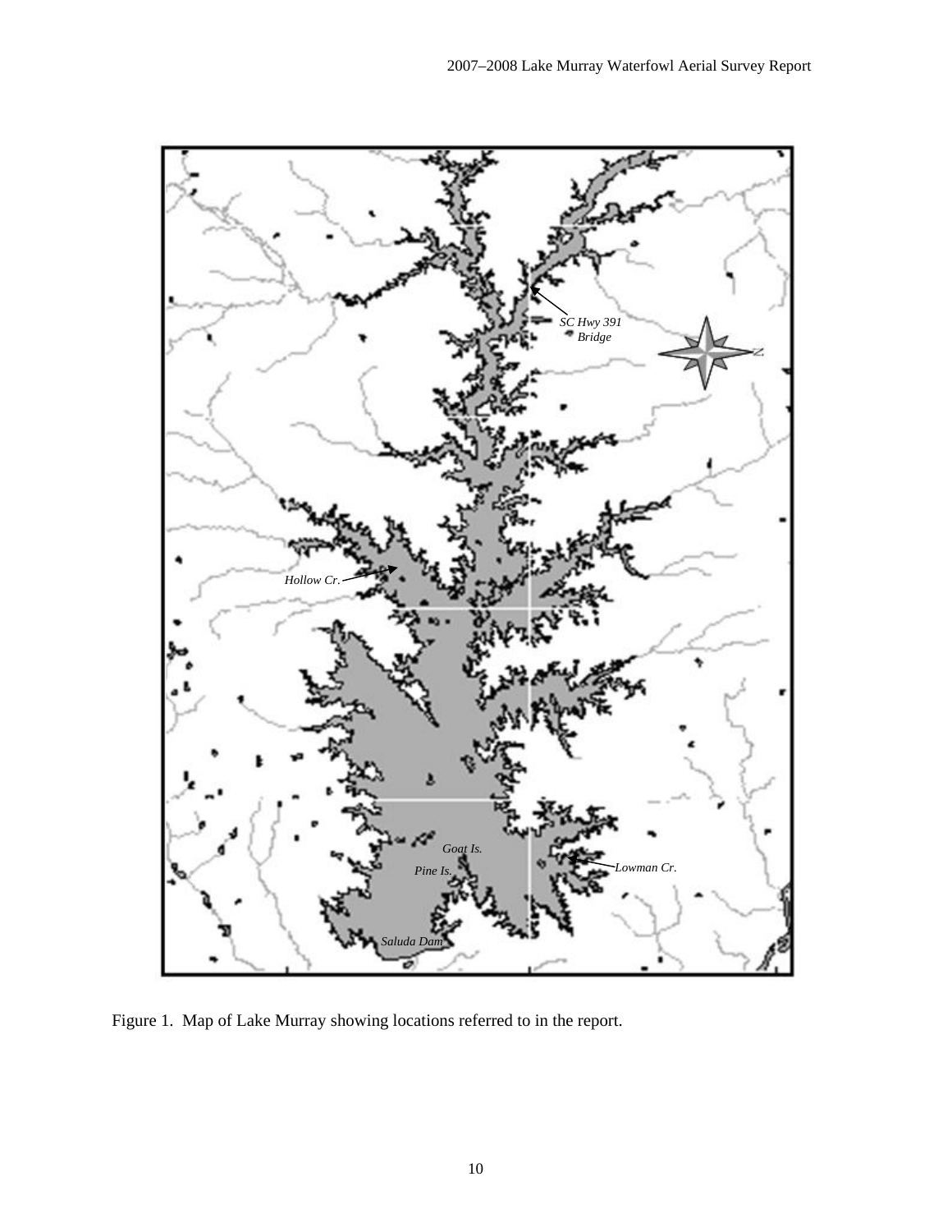Figure 1. Map of Lake Murray showing locations referred to in the report.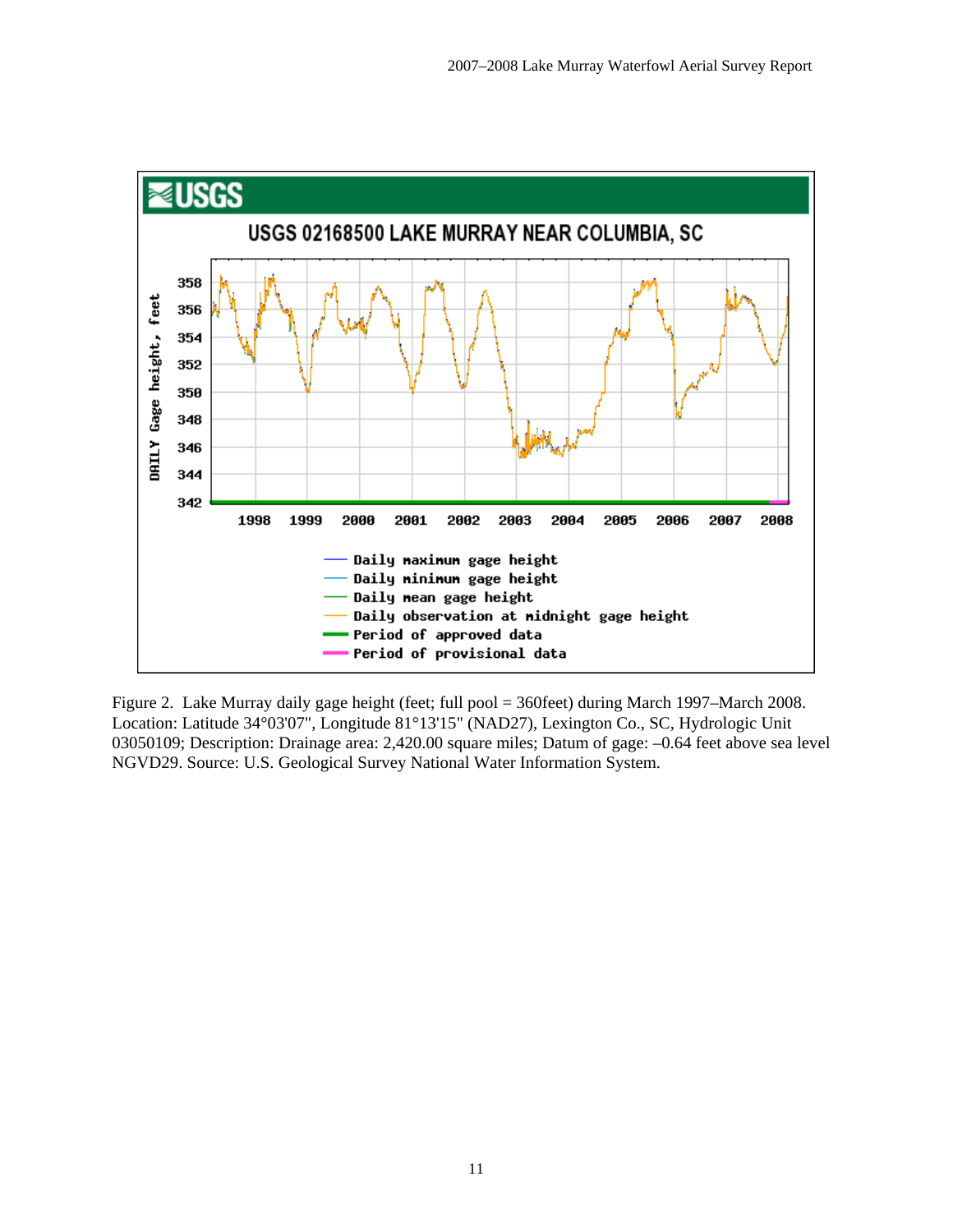Figure 2. Lake Murray daily gage height (feet; full pool = 360feet) during March 1997–March 2008. Location: Latitude 34°03'07", Longitude 81°13'15" (NAD27), Lexington Co., SC, Hydrologic Unit 03050109; Description: Drainage area: 2,420.00 square miles; Datum of gage: –0.64 feet above sea level NGVD29. Source: U.S. Geological Survey National Water Information System.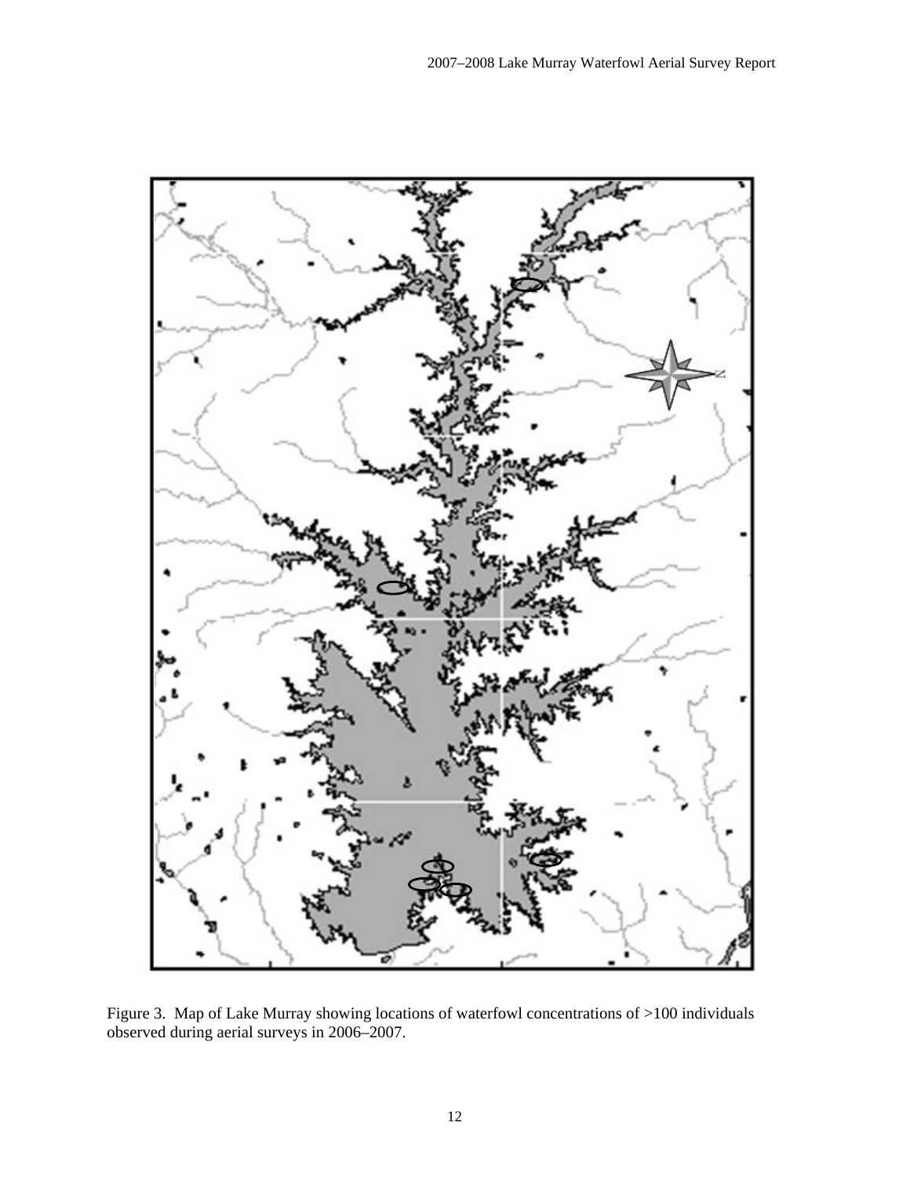Figure 3. Map of Lake Murray showing locations of waterfowl concentrations of >100 individuals observed during aerial surveys in 2006–2007.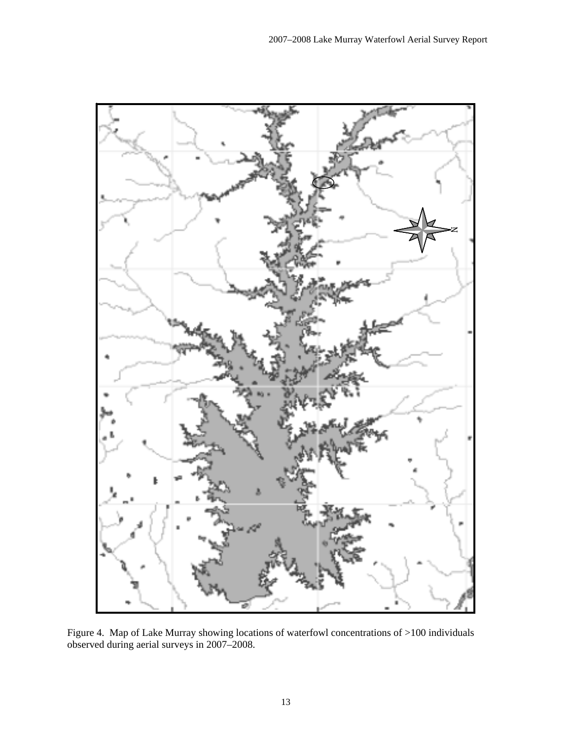Figure 4. Map of Lake Murray showing locations of waterfowl concentrations of >100 individuals observed during aerial surveys in 2007–2008.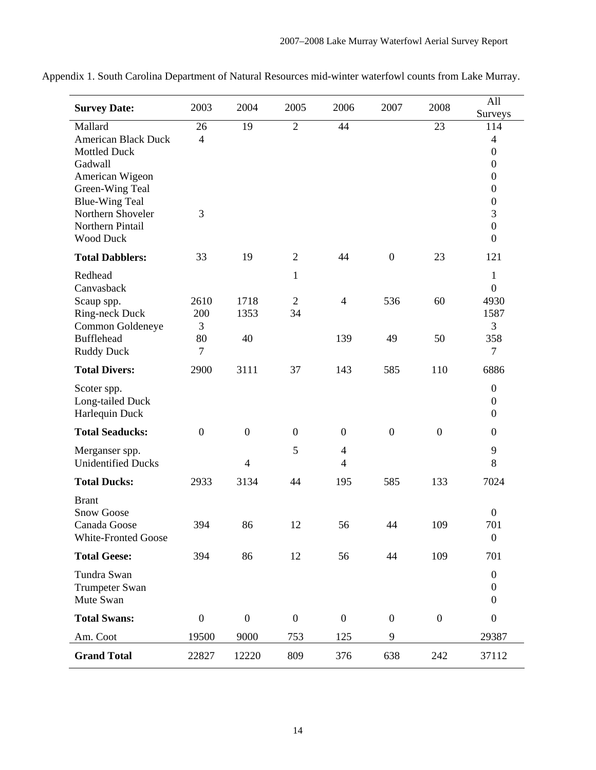Appendix 1. South Carolina Department of Natural Resources mid-winter waterfowl counts from Lake Murray.

| **Survey Date:** | 2003 | 2004 | 2005 | 2006 | 2007 | 2008 | All Surveys |
|---|---|---|---|---|---|---|---|
| Mallard | 26 | 19 | 2 | 44 | | 23 | 114 |
| American Black Duck | 4 | | | | | | 4 |
| Mottled Duck | | | | | | | 0 |
| Gadwall | | | | | | | 0 |
| American Wigeon | | | | | | | 0 |
| Green-Wing Teal | | | | | | | 0 |
| Blue-Wing Teal | | | | | | | 0 |
| Northern Shoveler | 3 | | | | | | 3 |
| Northern Pintail | | | | | | | 0 |
| Wood Duck | | | | | | | 0 |
| **Total Dabblers:** | 33 | 19 | 2 | 44 | 0 | 23 | 121 |
| Redhead | | | 1 | | | | 1 |
| Canvasback | | | | | | | 0 |
| Scaup spp. | 2610 | 1718 | 2 | 4 | 536 | 60 | 4930 |
| Ring-neck Duck | 200 | 1353 | 34 | | | | 1587 |
| Common Goldeneye | 3 | | | | | | 3 |
| Bufflehead | 80 | 40 | | 139 | 49 | 50 | 358 |
| Ruddy Duck | 7 | | | | | | 7 |
| **Total Divers:** | 2900 | 3111 | 37 | 143 | 585 | 110 | 6886 |
| Scoter spp. | | | | | | | 0 |
| Long-tailed Duck | | | | | | | 0 |
| Harlequin Duck | | | | | | | 0 |
| **Total Seaducks:** | 0 | 0 | 0 | 0 | 0 | 0 | 0 |
| Merganser spp. | | | 5 | 4 | | | 9 |
| Unidentified Ducks | | 4 | | 4 | | | 8 |
| **Total Ducks:** | 2933 | 3134 | 44 | 195 | 585 | 133 | 7024 |
| Brant | | | | | | | |
| Snow Goose | | | | | | | 0 |
| Canada Goose | 394 | 86 | 12 | 56 | 44 | 109 | 701 |
| White-Fronted Goose | | | | | | | 0 |
| **Total Geese:** | 394 | 86 | 12 | 56 | 44 | 109 | 701 |
| Tundra Swan | | | | | | | 0 |
| Trumpeter Swan | | | | | | | 0 |
| Mute Swan | | | | | | | 0 |
| **Total Swans:** | 0 | 0 | 0 | 0 | 0 | 0 | 0 |
| Am. Coot | 19500 | 9000 | 753 | 125 | 9 | | 29387 |
| **Grand Total** | 22827 | 12220 | 809 | 376 | 638 | 242 | 37112 |